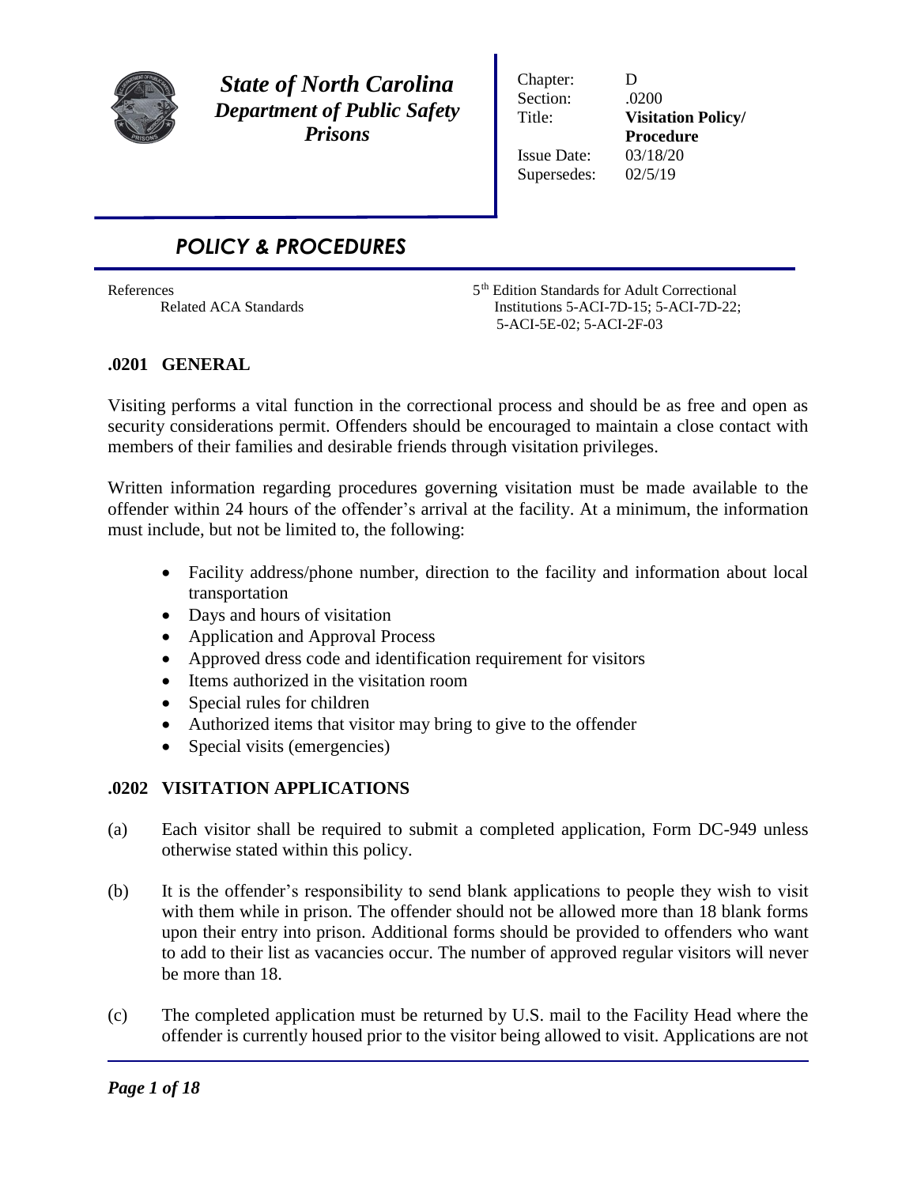# *State of North Carolina*
## *Department of Public Safety*
## *Prisons*

| | |
|---|---|
| Chapter: | D |
| Section: | .0200 |
| Title: | **Visitation Policy/ Procedure** |
| Issue Date: | 03/18/20 |
| Supersedes: | 02/5/19 |

# *POLICY & PROCEDURES*

References
Related ACA Standards — 5th Edition Standards for Adult Correctional Institutions 5-ACI-7D-15; 5-ACI-7D-22; 5-ACI-5E-02; 5-ACI-2F-03

## .0201 GENERAL

Visiting performs a vital function in the correctional process and should be as free and open as security considerations permit. Offenders should be encouraged to maintain a close contact with members of their families and desirable friends through visitation privileges.

Written information regarding procedures governing visitation must be made available to the offender within 24 hours of the offender's arrival at the facility. At a minimum, the information must include, but not be limited to, the following:

- Facility address/phone number, direction to the facility and information about local transportation
- Days and hours of visitation
- Application and Approval Process
- Approved dress code and identification requirement for visitors
- Items authorized in the visitation room
- Special rules for children
- Authorized items that visitor may bring to give to the offender
- Special visits (emergencies)

## .0202 VISITATION APPLICATIONS

(a) Each visitor shall be required to submit a completed application, Form DC-949 unless otherwise stated within this policy.

(b) It is the offender's responsibility to send blank applications to people they wish to visit with them while in prison. The offender should not be allowed more than 18 blank forms upon their entry into prison. Additional forms should be provided to offenders who want to add to their list as vacancies occur. The number of approved regular visitors will never be more than 18.

(c) The completed application must be returned by U.S. mail to the Facility Head where the offender is currently housed prior to the visitor being allowed to visit. Applications are not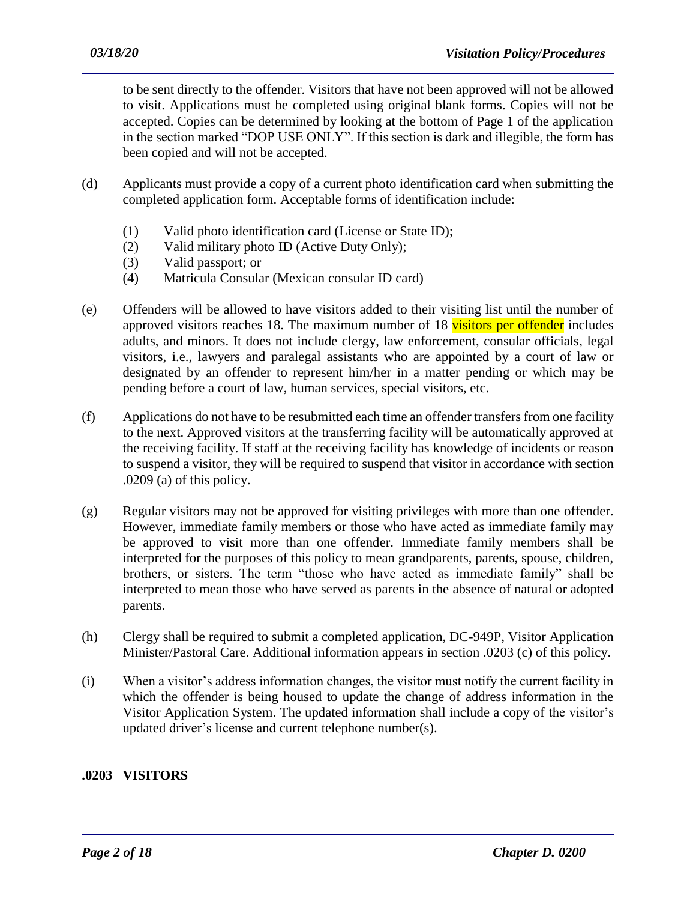to be sent directly to the offender. Visitors that have not been approved will not be allowed to visit. Applications must be completed using original blank forms. Copies will not be accepted. Copies can be determined by looking at the bottom of Page 1 of the application in the section marked "DOP USE ONLY". If this section is dark and illegible, the form has been copied and will not be accepted.

(d) Applicants must provide a copy of a current photo identification card when submitting the completed application form. Acceptable forms of identification include:

(1) Valid photo identification card (License or State ID);
(2) Valid military photo ID (Active Duty Only);
(3) Valid passport; or
(4) Matricula Consular (Mexican consular ID card)

(e) Offenders will be allowed to have visitors added to their visiting list until the number of approved visitors reaches 18. The maximum number of 18 visitors per offender includes adults, and minors. It does not include clergy, law enforcement, consular officials, legal visitors, i.e., lawyers and paralegal assistants who are appointed by a court of law or designated by an offender to represent him/her in a matter pending or which may be pending before a court of law, human services, special visitors, etc.

(f) Applications do not have to be resubmitted each time an offender transfers from one facility to the next. Approved visitors at the transferring facility will be automatically approved at the receiving facility. If staff at the receiving facility has knowledge of incidents or reason to suspend a visitor, they will be required to suspend that visitor in accordance with section .0209 (a) of this policy.

(g) Regular visitors may not be approved for visiting privileges with more than one offender. However, immediate family members or those who have acted as immediate family may be approved to visit more than one offender. Immediate family members shall be interpreted for the purposes of this policy to mean grandparents, parents, spouse, children, brothers, or sisters. The term "those who have acted as immediate family" shall be interpreted to mean those who have served as parents in the absence of natural or adopted parents.

(h) Clergy shall be required to submit a completed application, DC-949P, Visitor Application Minister/Pastoral Care. Additional information appears in section .0203 (c) of this policy.

(i) When a visitor's address information changes, the visitor must notify the current facility in which the offender is being housed to update the change of address information in the Visitor Application System. The updated information shall include a copy of the visitor's updated driver's license and current telephone number(s).

## .0203 VISITORS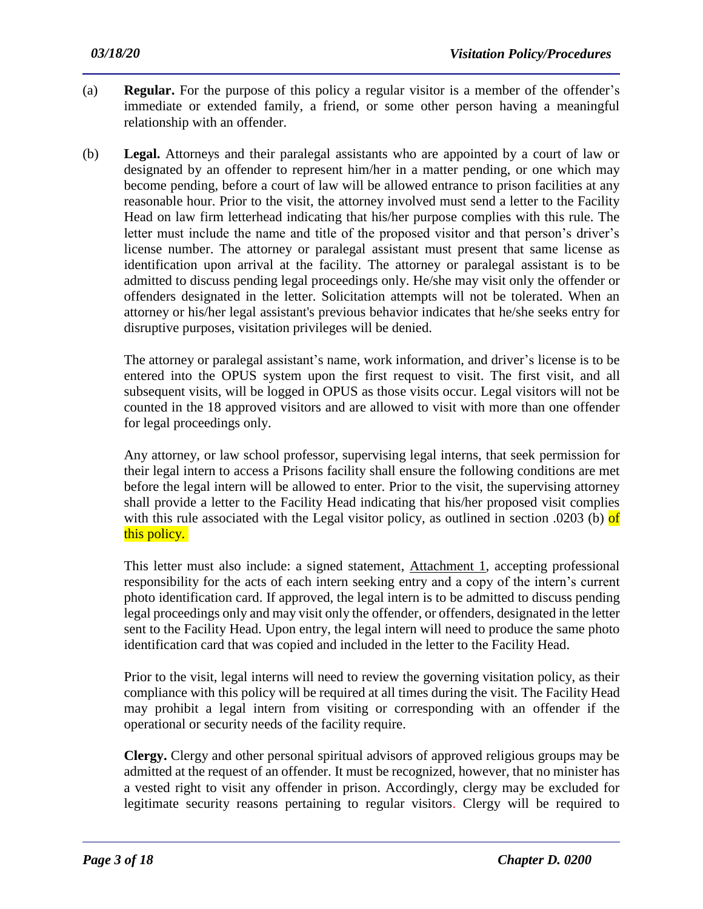(a) **Regular.** For the purpose of this policy a regular visitor is a member of the offender's immediate or extended family, a friend, or some other person having a meaningful relationship with an offender.

(b) **Legal.** Attorneys and their paralegal assistants who are appointed by a court of law or designated by an offender to represent him/her in a matter pending, or one which may become pending, before a court of law will be allowed entrance to prison facilities at any reasonable hour. Prior to the visit, the attorney involved must send a letter to the Facility Head on law firm letterhead indicating that his/her purpose complies with this rule. The letter must include the name and title of the proposed visitor and that person's driver's license number. The attorney or paralegal assistant must present that same license as identification upon arrival at the facility. The attorney or paralegal assistant is to be admitted to discuss pending legal proceedings only. He/she may visit only the offender or offenders designated in the letter. Solicitation attempts will not be tolerated. When an attorney or his/her legal assistant's previous behavior indicates that he/she seeks entry for disruptive purposes, visitation privileges will be denied.

The attorney or paralegal assistant's name, work information, and driver's license is to be entered into the OPUS system upon the first request to visit. The first visit, and all subsequent visits, will be logged in OPUS as those visits occur. Legal visitors will not be counted in the 18 approved visitors and are allowed to visit with more than one offender for legal proceedings only.

Any attorney, or law school professor, supervising legal interns, that seek permission for their legal intern to access a Prisons facility shall ensure the following conditions are met before the legal intern will be allowed to enter. Prior to the visit, the supervising attorney shall provide a letter to the Facility Head indicating that his/her proposed visit complies with this rule associated with the Legal visitor policy, as outlined in section .0203 (b) of this policy.

This letter must also include: a signed statement, Attachment 1, accepting professional responsibility for the acts of each intern seeking entry and a copy of the intern's current photo identification card. If approved, the legal intern is to be admitted to discuss pending legal proceedings only and may visit only the offender, or offenders, designated in the letter sent to the Facility Head. Upon entry, the legal intern will need to produce the same photo identification card that was copied and included in the letter to the Facility Head.

Prior to the visit, legal interns will need to review the governing visitation policy, as their compliance with this policy will be required at all times during the visit. The Facility Head may prohibit a legal intern from visiting or corresponding with an offender if the operational or security needs of the facility require.

**Clergy.** Clergy and other personal spiritual advisors of approved religious groups may be admitted at the request of an offender. It must be recognized, however, that no minister has a vested right to visit any offender in prison. Accordingly, clergy may be excluded for legitimate security reasons pertaining to regular visitors. Clergy will be required to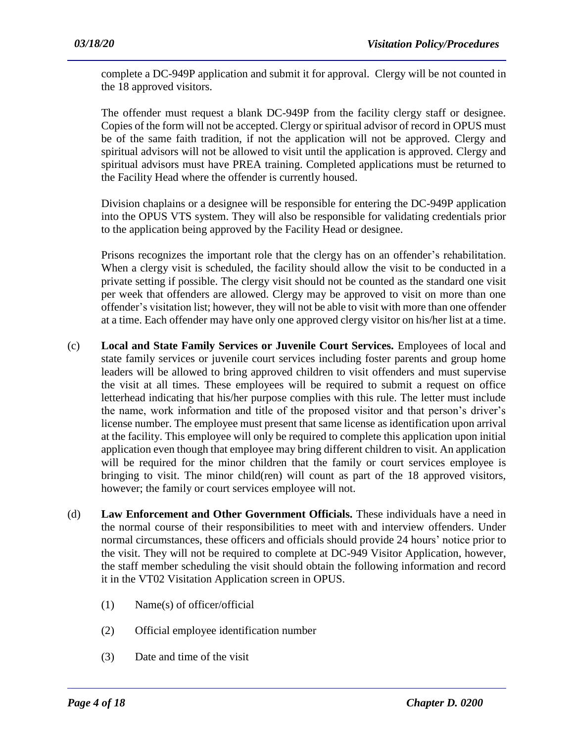complete a DC-949P application and submit it for approval. Clergy will be not counted in the 18 approved visitors.

The offender must request a blank DC-949P from the facility clergy staff or designee. Copies of the form will not be accepted. Clergy or spiritual advisor of record in OPUS must be of the same faith tradition, if not the application will not be approved. Clergy and spiritual advisors will not be allowed to visit until the application is approved. Clergy and spiritual advisors must have PREA training. Completed applications must be returned to the Facility Head where the offender is currently housed.

Division chaplains or a designee will be responsible for entering the DC-949P application into the OPUS VTS system. They will also be responsible for validating credentials prior to the application being approved by the Facility Head or designee.

Prisons recognizes the important role that the clergy has on an offender's rehabilitation. When a clergy visit is scheduled, the facility should allow the visit to be conducted in a private setting if possible. The clergy visit should not be counted as the standard one visit per week that offenders are allowed. Clergy may be approved to visit on more than one offender's visitation list; however, they will not be able to visit with more than one offender at a time. Each offender may have only one approved clergy visitor on his/her list at a time.

(c) **Local and State Family Services or Juvenile Court Services.** Employees of local and state family services or juvenile court services including foster parents and group home leaders will be allowed to bring approved children to visit offenders and must supervise the visit at all times. These employees will be required to submit a request on office letterhead indicating that his/her purpose complies with this rule. The letter must include the name, work information and title of the proposed visitor and that person's driver's license number. The employee must present that same license as identification upon arrival at the facility. This employee will only be required to complete this application upon initial application even though that employee may bring different children to visit. An application will be required for the minor children that the family or court services employee is bringing to visit. The minor child(ren) will count as part of the 18 approved visitors, however; the family or court services employee will not.

(d) **Law Enforcement and Other Government Officials.** These individuals have a need in the normal course of their responsibilities to meet with and interview offenders. Under normal circumstances, these officers and officials should provide 24 hours' notice prior to the visit. They will not be required to complete at DC-949 Visitor Application, however, the staff member scheduling the visit should obtain the following information and record it in the VT02 Visitation Application screen in OPUS.

  (1) Name(s) of officer/official

  (2) Official employee identification number

  (3) Date and time of the visit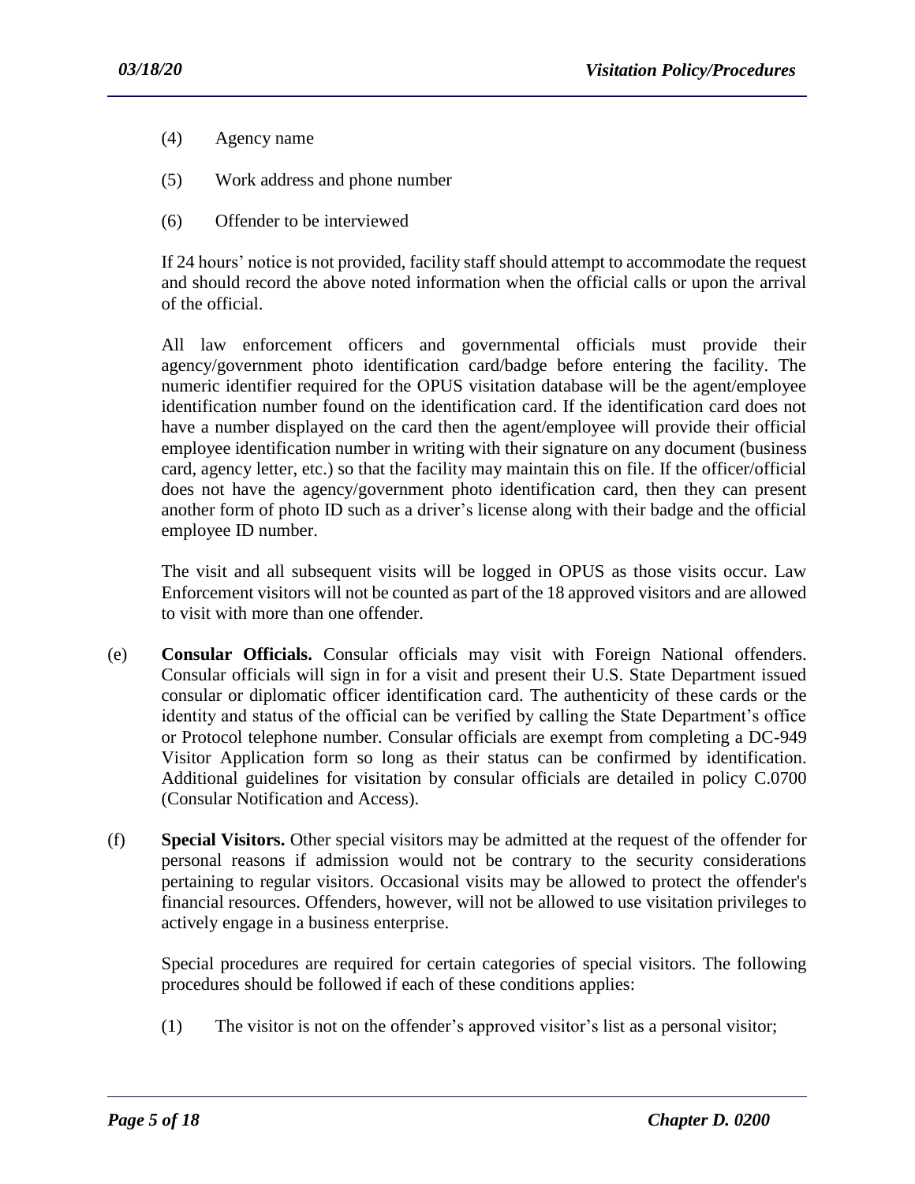(4) Agency name

(5) Work address and phone number

(6) Offender to be interviewed

If 24 hours' notice is not provided, facility staff should attempt to accommodate the request and should record the above noted information when the official calls or upon the arrival of the official.

All law enforcement officers and governmental officials must provide their agency/government photo identification card/badge before entering the facility. The numeric identifier required for the OPUS visitation database will be the agent/employee identification number found on the identification card. If the identification card does not have a number displayed on the card then the agent/employee will provide their official employee identification number in writing with their signature on any document (business card, agency letter, etc.) so that the facility may maintain this on file. If the officer/official does not have the agency/government photo identification card, then they can present another form of photo ID such as a driver's license along with their badge and the official employee ID number.

The visit and all subsequent visits will be logged in OPUS as those visits occur. Law Enforcement visitors will not be counted as part of the 18 approved visitors and are allowed to visit with more than one offender.

(e) **Consular Officials.** Consular officials may visit with Foreign National offenders. Consular officials will sign in for a visit and present their U.S. State Department issued consular or diplomatic officer identification card. The authenticity of these cards or the identity and status of the official can be verified by calling the State Department's office or Protocol telephone number. Consular officials are exempt from completing a DC-949 Visitor Application form so long as their status can be confirmed by identification. Additional guidelines for visitation by consular officials are detailed in policy C.0700 (Consular Notification and Access).

(f) **Special Visitors.** Other special visitors may be admitted at the request of the offender for personal reasons if admission would not be contrary to the security considerations pertaining to regular visitors. Occasional visits may be allowed to protect the offender's financial resources. Offenders, however, will not be allowed to use visitation privileges to actively engage in a business enterprise.

Special procedures are required for certain categories of special visitors. The following procedures should be followed if each of these conditions applies:

(1) The visitor is not on the offender's approved visitor's list as a personal visitor;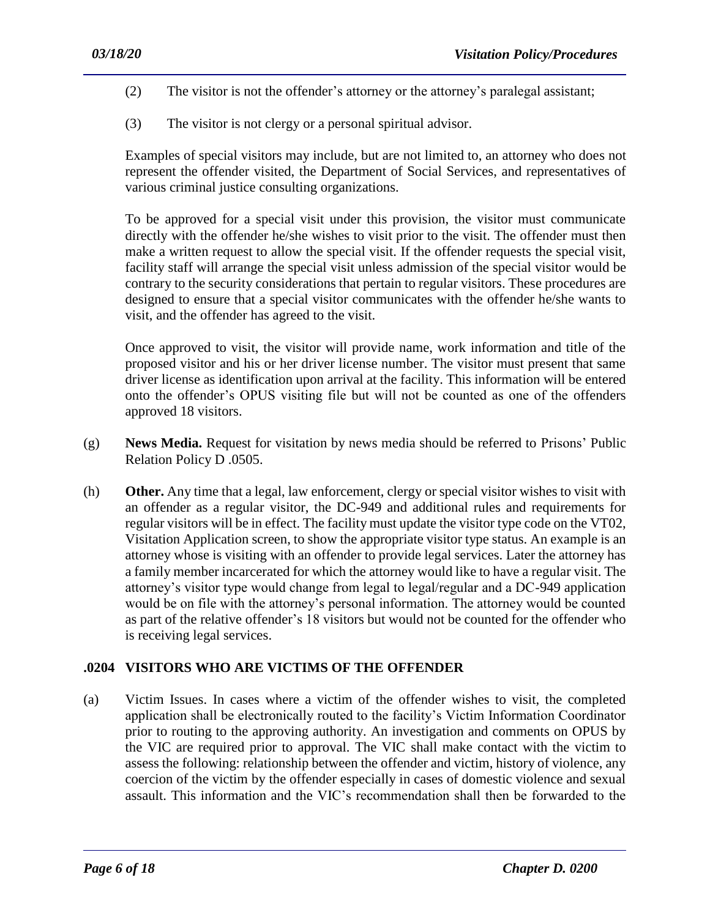(2) The visitor is not the offender's attorney or the attorney's paralegal assistant;

(3) The visitor is not clergy or a personal spiritual advisor.

Examples of special visitors may include, but are not limited to, an attorney who does not represent the offender visited, the Department of Social Services, and representatives of various criminal justice consulting organizations.

To be approved for a special visit under this provision, the visitor must communicate directly with the offender he/she wishes to visit prior to the visit. The offender must then make a written request to allow the special visit. If the offender requests the special visit, facility staff will arrange the special visit unless admission of the special visitor would be contrary to the security considerations that pertain to regular visitors. These procedures are designed to ensure that a special visitor communicates with the offender he/she wants to visit, and the offender has agreed to the visit.

Once approved to visit, the visitor will provide name, work information and title of the proposed visitor and his or her driver license number. The visitor must present that same driver license as identification upon arrival at the facility. This information will be entered onto the offender's OPUS visiting file but will not be counted as one of the offenders approved 18 visitors.

(g) **News Media.** Request for visitation by news media should be referred to Prisons' Public Relation Policy D .0505.

(h) **Other.** Any time that a legal, law enforcement, clergy or special visitor wishes to visit with an offender as a regular visitor, the DC-949 and additional rules and requirements for regular visitors will be in effect. The facility must update the visitor type code on the VT02, Visitation Application screen, to show the appropriate visitor type status. An example is an attorney whose is visiting with an offender to provide legal services. Later the attorney has a family member incarcerated for which the attorney would like to have a regular visit. The attorney's visitor type would change from legal to legal/regular and a DC-949 application would be on file with the attorney's personal information. The attorney would be counted as part of the relative offender's 18 visitors but would not be counted for the offender who is receiving legal services.

## .0204 VISITORS WHO ARE VICTIMS OF THE OFFENDER

(a) Victim Issues. In cases where a victim of the offender wishes to visit, the completed application shall be electronically routed to the facility's Victim Information Coordinator prior to routing to the approving authority. An investigation and comments on OPUS by the VIC are required prior to approval. The VIC shall make contact with the victim to assess the following: relationship between the offender and victim, history of violence, any coercion of the victim by the offender especially in cases of domestic violence and sexual assault. This information and the VIC's recommendation shall then be forwarded to the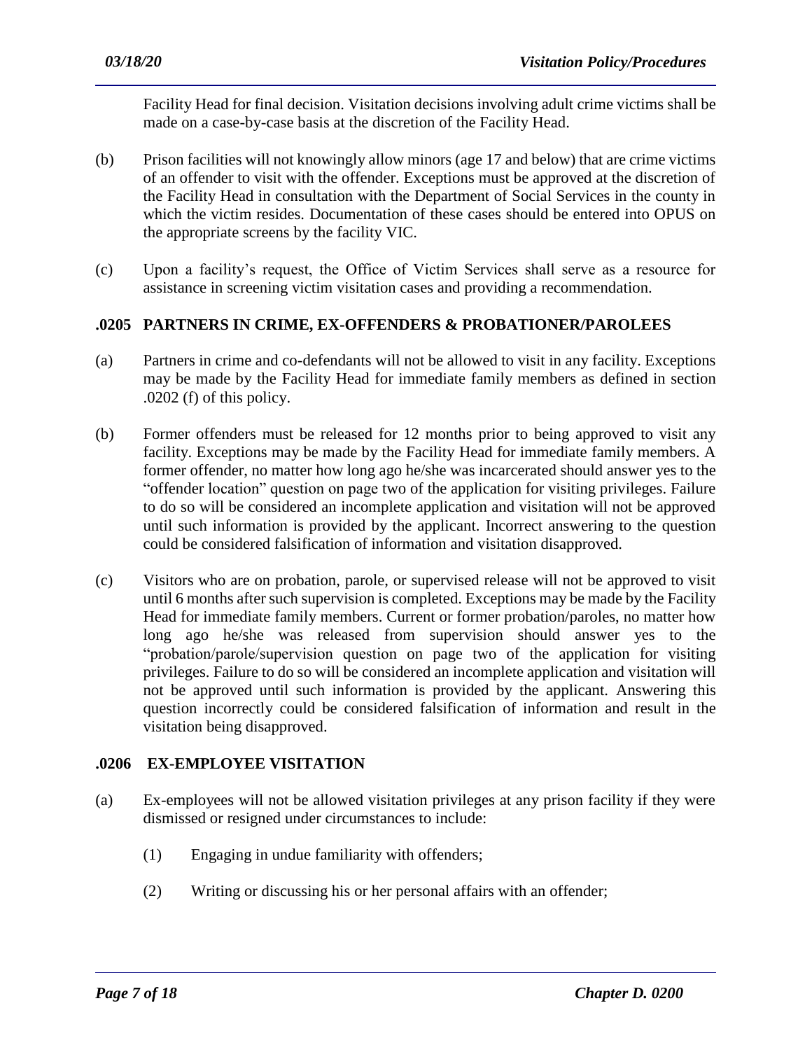Facility Head for final decision. Visitation decisions involving adult crime victims shall be made on a case-by-case basis at the discretion of the Facility Head.

(b) Prison facilities will not knowingly allow minors (age 17 and below) that are crime victims of an offender to visit with the offender. Exceptions must be approved at the discretion of the Facility Head in consultation with the Department of Social Services in the county in which the victim resides. Documentation of these cases should be entered into OPUS on the appropriate screens by the facility VIC.

(c) Upon a facility's request, the Office of Victim Services shall serve as a resource for assistance in screening victim visitation cases and providing a recommendation.

### .0205 PARTNERS IN CRIME, EX-OFFENDERS & PROBATIONER/PAROLEES

(a) Partners in crime and co-defendants will not be allowed to visit in any facility. Exceptions may be made by the Facility Head for immediate family members as defined in section .0202 (f) of this policy.

(b) Former offenders must be released for 12 months prior to being approved to visit any facility. Exceptions may be made by the Facility Head for immediate family members. A former offender, no matter how long ago he/she was incarcerated should answer yes to the "offender location" question on page two of the application for visiting privileges. Failure to do so will be considered an incomplete application and visitation will not be approved until such information is provided by the applicant. Incorrect answering to the question could be considered falsification of information and visitation disapproved.

(c) Visitors who are on probation, parole, or supervised release will not be approved to visit until 6 months after such supervision is completed. Exceptions may be made by the Facility Head for immediate family members. Current or former probation/paroles, no matter how long ago he/she was released from supervision should answer yes to the "probation/parole/supervision question on page two of the application for visiting privileges. Failure to do so will be considered an incomplete application and visitation will not be approved until such information is provided by the applicant. Answering this question incorrectly could be considered falsification of information and result in the visitation being disapproved.

### .0206 EX-EMPLOYEE VISITATION

(a) Ex-employees will not be allowed visitation privileges at any prison facility if they were dismissed or resigned under circumstances to include:

(1) Engaging in undue familiarity with offenders;

(2) Writing or discussing his or her personal affairs with an offender;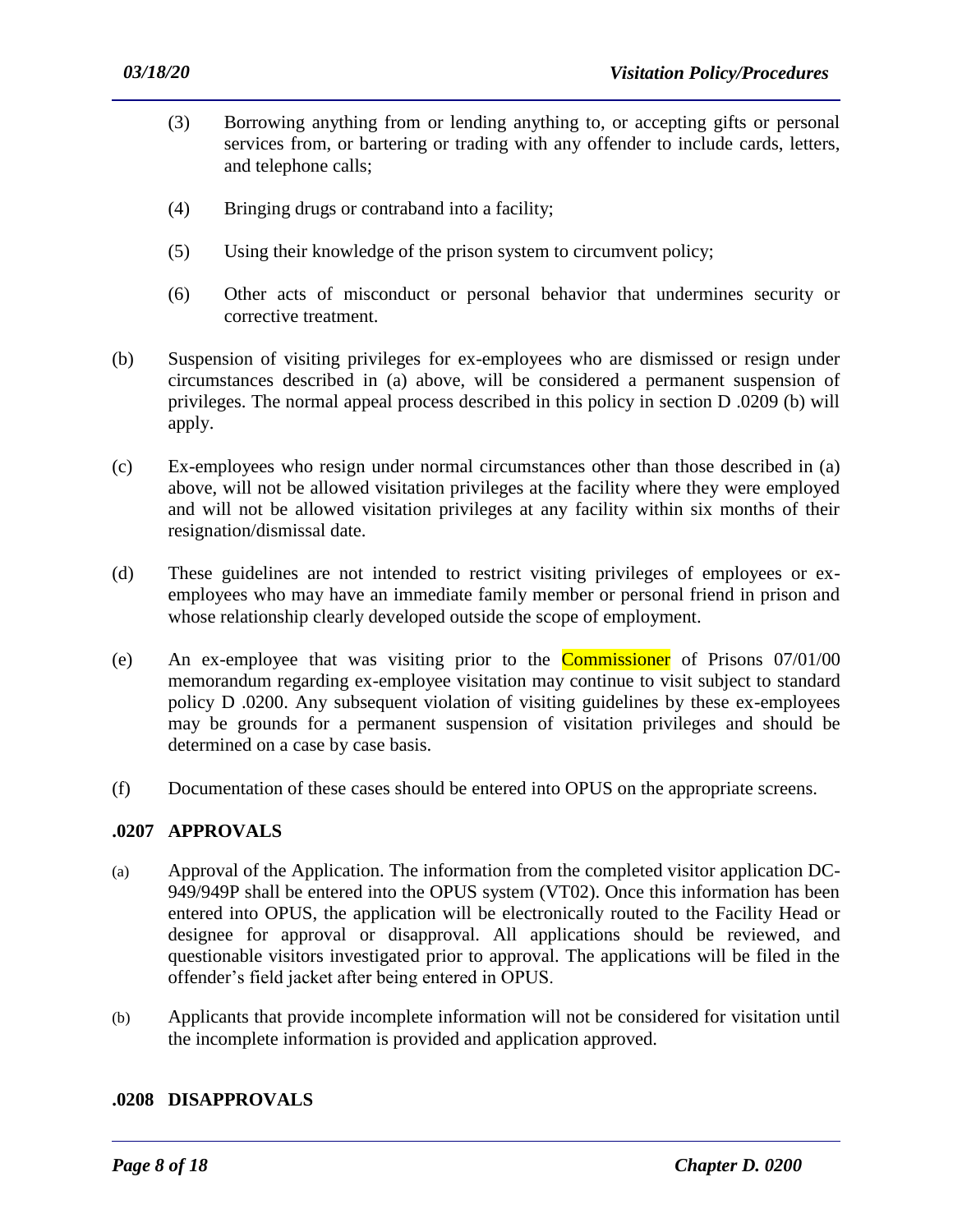(3) Borrowing anything from or lending anything to, or accepting gifts or personal services from, or bartering or trading with any offender to include cards, letters, and telephone calls;

(4) Bringing drugs or contraband into a facility;

(5) Using their knowledge of the prison system to circumvent policy;

(6) Other acts of misconduct or personal behavior that undermines security or corrective treatment.

(b) Suspension of visiting privileges for ex-employees who are dismissed or resign under circumstances described in (a) above, will be considered a permanent suspension of privileges. The normal appeal process described in this policy in section D .0209 (b) will apply.

(c) Ex-employees who resign under normal circumstances other than those described in (a) above, will not be allowed visitation privileges at the facility where they were employed and will not be allowed visitation privileges at any facility within six months of their resignation/dismissal date.

(d) These guidelines are not intended to restrict visiting privileges of employees or ex-employees who may have an immediate family member or personal friend in prison and whose relationship clearly developed outside the scope of employment.

(e) An ex-employee that was visiting prior to the Commissioner of Prisons 07/01/00 memorandum regarding ex-employee visitation may continue to visit subject to standard policy D .0200. Any subsequent violation of visiting guidelines by these ex-employees may be grounds for a permanent suspension of visitation privileges and should be determined on a case by case basis.

(f) Documentation of these cases should be entered into OPUS on the appropriate screens.

## .0207 APPROVALS

(a) Approval of the Application. The information from the completed visitor application DC-949/949P shall be entered into the OPUS system (VT02). Once this information has been entered into OPUS, the application will be electronically routed to the Facility Head or designee for approval or disapproval. All applications should be reviewed, and questionable visitors investigated prior to approval. The applications will be filed in the offender's field jacket after being entered in OPUS.

(b) Applicants that provide incomplete information will not be considered for visitation until the incomplete information is provided and application approved.

## .0208 DISAPPROVALS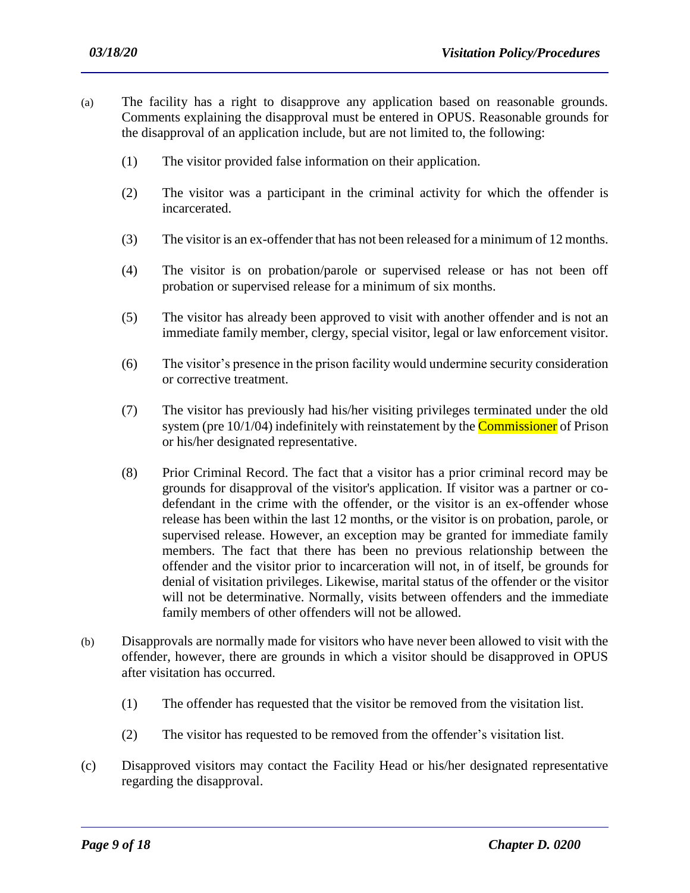(a) The facility has a right to disapprove any application based on reasonable grounds. Comments explaining the disapproval must be entered in OPUS. Reasonable grounds for the disapproval of an application include, but are not limited to, the following:

  (1) The visitor provided false information on their application.

  (2) The visitor was a participant in the criminal activity for which the offender is incarcerated.

  (3) The visitor is an ex-offender that has not been released for a minimum of 12 months.

  (4) The visitor is on probation/parole or supervised release or has not been off probation or supervised release for a minimum of six months.

  (5) The visitor has already been approved to visit with another offender and is not an immediate family member, clergy, special visitor, legal or law enforcement visitor.

  (6) The visitor's presence in the prison facility would undermine security consideration or corrective treatment.

  (7) The visitor has previously had his/her visiting privileges terminated under the old system (pre 10/1/04) indefinitely with reinstatement by the Commissioner of Prison or his/her designated representative.

  (8) Prior Criminal Record. The fact that a visitor has a prior criminal record may be grounds for disapproval of the visitor's application. If visitor was a partner or co-defendant in the crime with the offender, or the visitor is an ex-offender whose release has been within the last 12 months, or the visitor is on probation, parole, or supervised release. However, an exception may be granted for immediate family members. The fact that there has been no previous relationship between the offender and the visitor prior to incarceration will not, in of itself, be grounds for denial of visitation privileges. Likewise, marital status of the offender or the visitor will not be determinative. Normally, visits between offenders and the immediate family members of other offenders will not be allowed.

(b) Disapprovals are normally made for visitors who have never been allowed to visit with the offender, however, there are grounds in which a visitor should be disapproved in OPUS after visitation has occurred.

  (1) The offender has requested that the visitor be removed from the visitation list.

  (2) The visitor has requested to be removed from the offender's visitation list.

(c) Disapproved visitors may contact the Facility Head or his/her designated representative regarding the disapproval.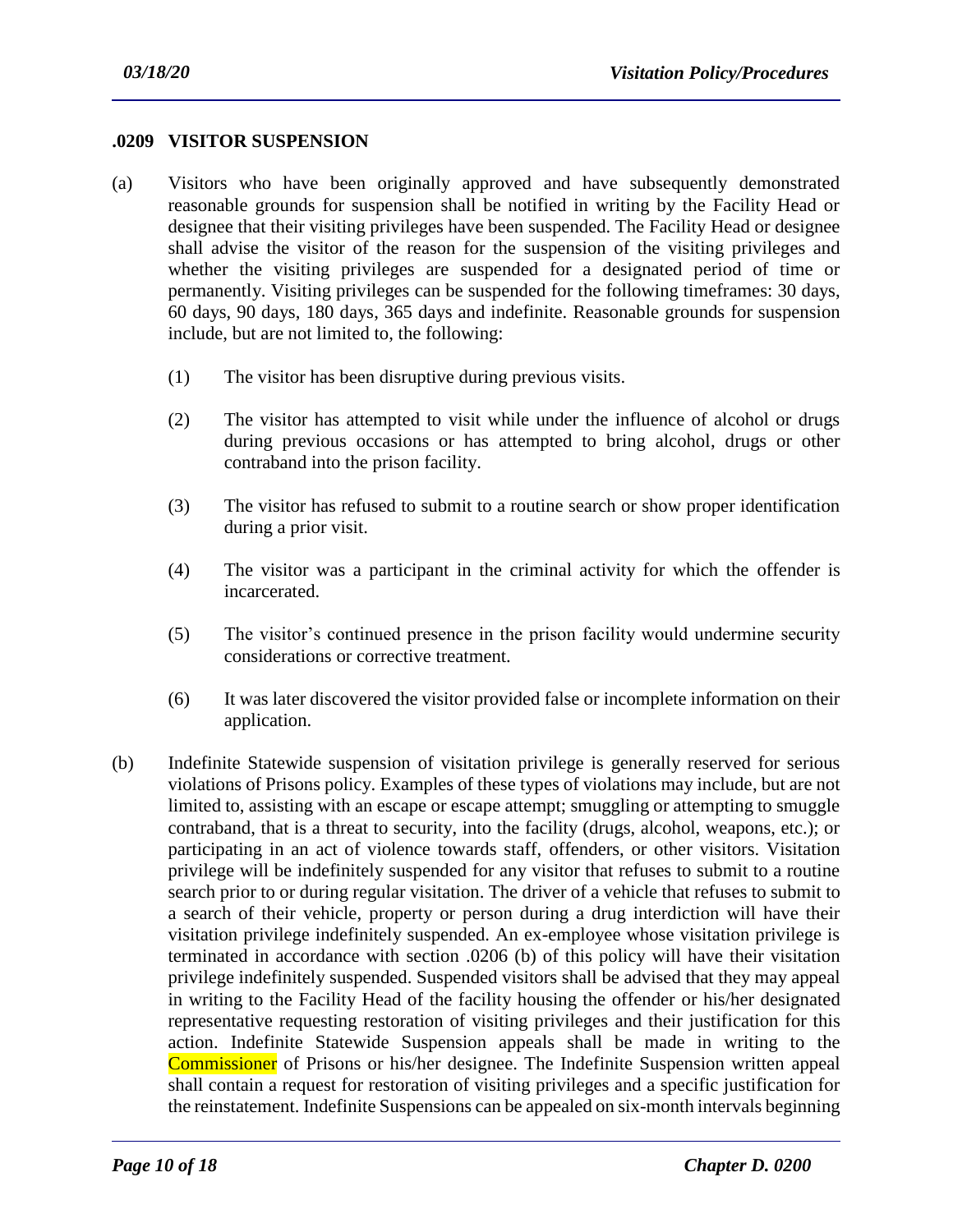### .0209 VISITOR SUSPENSION

(a) Visitors who have been originally approved and have subsequently demonstrated reasonable grounds for suspension shall be notified in writing by the Facility Head or designee that their visiting privileges have been suspended. The Facility Head or designee shall advise the visitor of the reason for the suspension of the visiting privileges and whether the visiting privileges are suspended for a designated period of time or permanently. Visiting privileges can be suspended for the following timeframes: 30 days, 60 days, 90 days, 180 days, 365 days and indefinite. Reasonable grounds for suspension include, but are not limited to, the following:

   (1) The visitor has been disruptive during previous visits.

   (2) The visitor has attempted to visit while under the influence of alcohol or drugs during previous occasions or has attempted to bring alcohol, drugs or other contraband into the prison facility.

   (3) The visitor has refused to submit to a routine search or show proper identification during a prior visit.

   (4) The visitor was a participant in the criminal activity for which the offender is incarcerated.

   (5) The visitor's continued presence in the prison facility would undermine security considerations or corrective treatment.

   (6) It was later discovered the visitor provided false or incomplete information on their application.

(b) Indefinite Statewide suspension of visitation privilege is generally reserved for serious violations of Prisons policy. Examples of these types of violations may include, but are not limited to, assisting with an escape or escape attempt; smuggling or attempting to smuggle contraband, that is a threat to security, into the facility (drugs, alcohol, weapons, etc.); or participating in an act of violence towards staff, offenders, or other visitors. Visitation privilege will be indefinitely suspended for any visitor that refuses to submit to a routine search prior to or during regular visitation. The driver of a vehicle that refuses to submit to a search of their vehicle, property or person during a drug interdiction will have their visitation privilege indefinitely suspended. An ex-employee whose visitation privilege is terminated in accordance with section .0206 (b) of this policy will have their visitation privilege indefinitely suspended. Suspended visitors shall be advised that they may appeal in writing to the Facility Head of the facility housing the offender or his/her designated representative requesting restoration of visiting privileges and their justification for this action. Indefinite Statewide Suspension appeals shall be made in writing to the Commissioner of Prisons or his/her designee. The Indefinite Suspension written appeal shall contain a request for restoration of visiting privileges and a specific justification for the reinstatement. Indefinite Suspensions can be appealed on six-month intervals beginning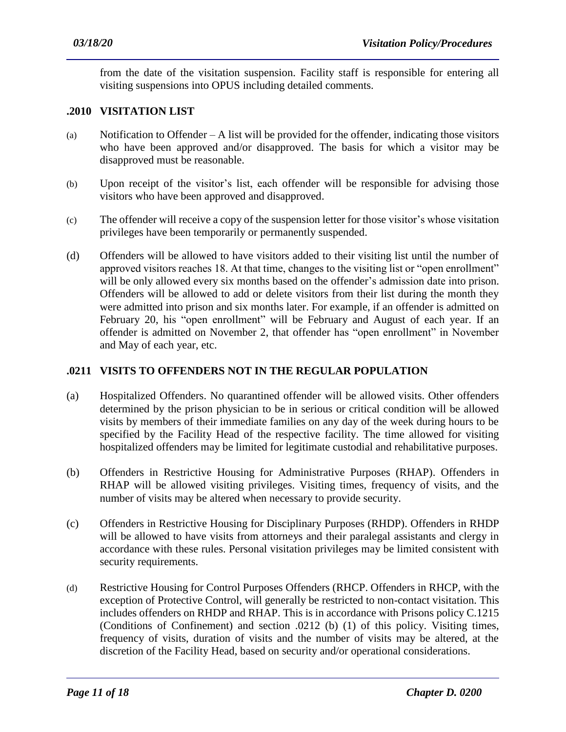from the date of the visitation suspension. Facility staff is responsible for entering all visiting suspensions into OPUS including detailed comments.

### .2010 VISITATION LIST

(a) Notification to Offender – A list will be provided for the offender, indicating those visitors who have been approved and/or disapproved. The basis for which a visitor may be disapproved must be reasonable.

(b) Upon receipt of the visitor's list, each offender will be responsible for advising those visitors who have been approved and disapproved.

(c) The offender will receive a copy of the suspension letter for those visitor's whose visitation privileges have been temporarily or permanently suspended.

(d) Offenders will be allowed to have visitors added to their visiting list until the number of approved visitors reaches 18. At that time, changes to the visiting list or "open enrollment" will be only allowed every six months based on the offender's admission date into prison. Offenders will be allowed to add or delete visitors from their list during the month they were admitted into prison and six months later. For example, if an offender is admitted on February 20, his "open enrollment" will be February and August of each year. If an offender is admitted on November 2, that offender has "open enrollment" in November and May of each year, etc.

### .0211 VISITS TO OFFENDERS NOT IN THE REGULAR POPULATION

(a) Hospitalized Offenders. No quarantined offender will be allowed visits. Other offenders determined by the prison physician to be in serious or critical condition will be allowed visits by members of their immediate families on any day of the week during hours to be specified by the Facility Head of the respective facility. The time allowed for visiting hospitalized offenders may be limited for legitimate custodial and rehabilitative purposes.

(b) Offenders in Restrictive Housing for Administrative Purposes (RHAP). Offenders in RHAP will be allowed visiting privileges. Visiting times, frequency of visits, and the number of visits may be altered when necessary to provide security.

(c) Offenders in Restrictive Housing for Disciplinary Purposes (RHDP). Offenders in RHDP will be allowed to have visits from attorneys and their paralegal assistants and clergy in accordance with these rules. Personal visitation privileges may be limited consistent with security requirements.

(d) Restrictive Housing for Control Purposes Offenders (RHCP. Offenders in RHCP, with the exception of Protective Control, will generally be restricted to non-contact visitation. This includes offenders on RHDP and RHAP. This is in accordance with Prisons policy C.1215 (Conditions of Confinement) and section .0212 (b) (1) of this policy. Visiting times, frequency of visits, duration of visits and the number of visits may be altered, at the discretion of the Facility Head, based on security and/or operational considerations.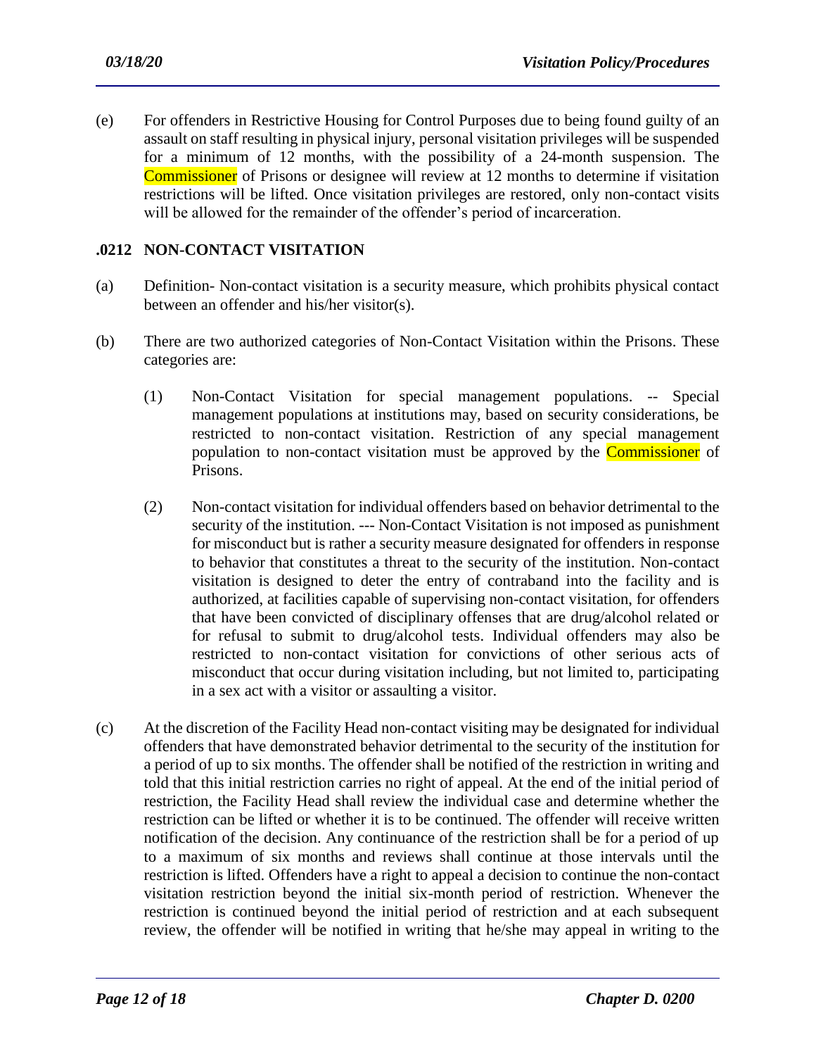(e) For offenders in Restrictive Housing for Control Purposes due to being found guilty of an assault on staff resulting in physical injury, personal visitation privileges will be suspended for a minimum of 12 months, with the possibility of a 24-month suspension. The Commissioner of Prisons or designee will review at 12 months to determine if visitation restrictions will be lifted. Once visitation privileges are restored, only non-contact visits will be allowed for the remainder of the offender's period of incarceration.

## .0212 NON-CONTACT VISITATION

(a) Definition- Non-contact visitation is a security measure, which prohibits physical contact between an offender and his/her visitor(s).

(b) There are two authorized categories of Non-Contact Visitation within the Prisons. These categories are:

(1) Non-Contact Visitation for special management populations. -- Special management populations at institutions may, based on security considerations, be restricted to non-contact visitation. Restriction of any special management population to non-contact visitation must be approved by the Commissioner of Prisons.

(2) Non-contact visitation for individual offenders based on behavior detrimental to the security of the institution. --- Non-Contact Visitation is not imposed as punishment for misconduct but is rather a security measure designated for offenders in response to behavior that constitutes a threat to the security of the institution. Non-contact visitation is designed to deter the entry of contraband into the facility and is authorized, at facilities capable of supervising non-contact visitation, for offenders that have been convicted of disciplinary offenses that are drug/alcohol related or for refusal to submit to drug/alcohol tests. Individual offenders may also be restricted to non-contact visitation for convictions of other serious acts of misconduct that occur during visitation including, but not limited to, participating in a sex act with a visitor or assaulting a visitor.

(c) At the discretion of the Facility Head non-contact visiting may be designated for individual offenders that have demonstrated behavior detrimental to the security of the institution for a period of up to six months. The offender shall be notified of the restriction in writing and told that this initial restriction carries no right of appeal. At the end of the initial period of restriction, the Facility Head shall review the individual case and determine whether the restriction can be lifted or whether it is to be continued. The offender will receive written notification of the decision. Any continuance of the restriction shall be for a period of up to a maximum of six months and reviews shall continue at those intervals until the restriction is lifted. Offenders have a right to appeal a decision to continue the non-contact visitation restriction beyond the initial six-month period of restriction. Whenever the restriction is continued beyond the initial period of restriction and at each subsequent review, the offender will be notified in writing that he/she may appeal in writing to the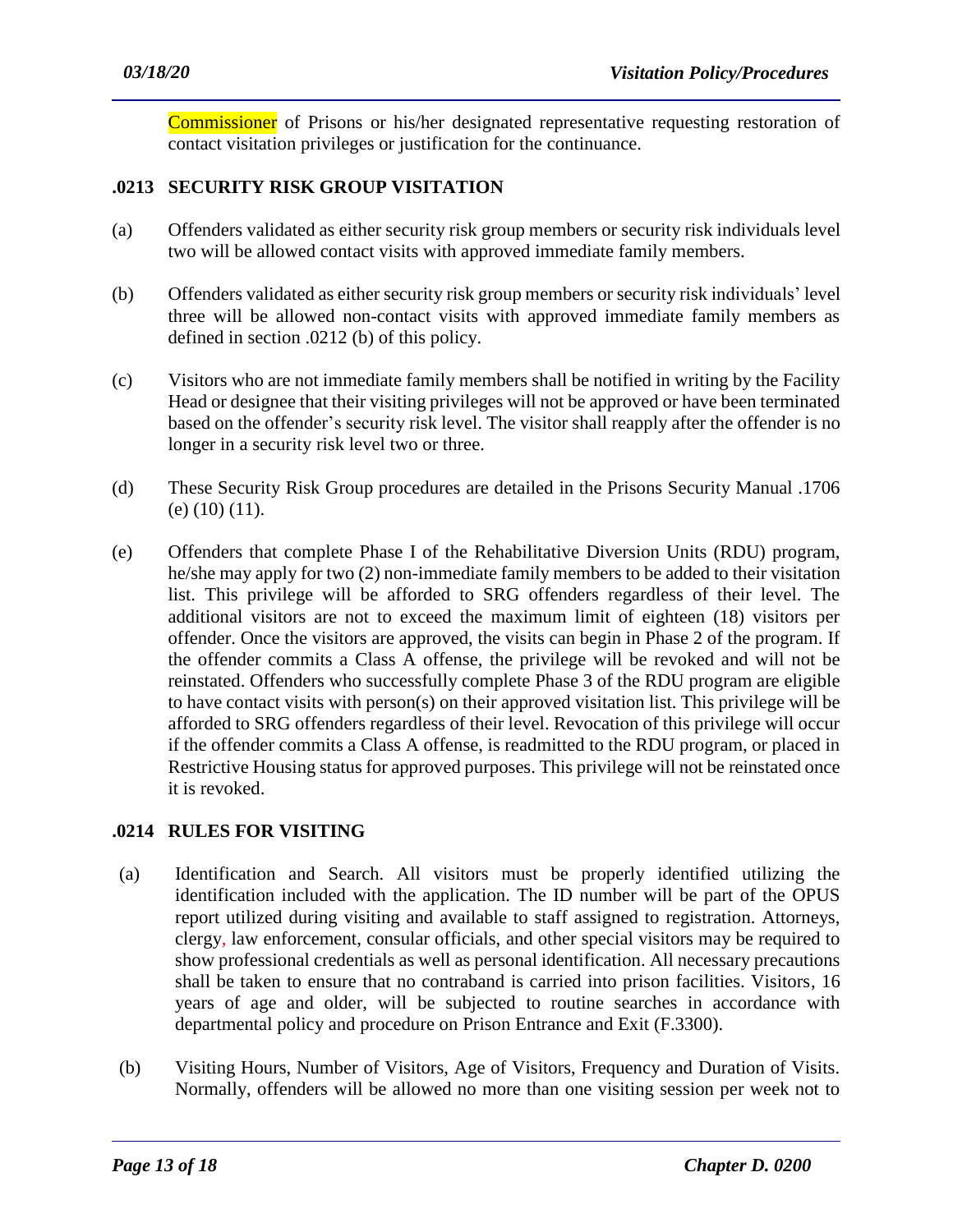Commissioner of Prisons or his/her designated representative requesting restoration of contact visitation privileges or justification for the continuance.

## .0213 SECURITY RISK GROUP VISITATION

(a) Offenders validated as either security risk group members or security risk individuals level two will be allowed contact visits with approved immediate family members.

(b) Offenders validated as either security risk group members or security risk individuals' level three will be allowed non-contact visits with approved immediate family members as defined in section .0212 (b) of this policy.

(c) Visitors who are not immediate family members shall be notified in writing by the Facility Head or designee that their visiting privileges will not be approved or have been terminated based on the offender's security risk level. The visitor shall reapply after the offender is no longer in a security risk level two or three.

(d) These Security Risk Group procedures are detailed in the Prisons Security Manual .1706 (e) (10) (11).

(e) Offenders that complete Phase I of the Rehabilitative Diversion Units (RDU) program, he/she may apply for two (2) non-immediate family members to be added to their visitation list. This privilege will be afforded to SRG offenders regardless of their level. The additional visitors are not to exceed the maximum limit of eighteen (18) visitors per offender. Once the visitors are approved, the visits can begin in Phase 2 of the program. If the offender commits a Class A offense, the privilege will be revoked and will not be reinstated. Offenders who successfully complete Phase 3 of the RDU program are eligible to have contact visits with person(s) on their approved visitation list. This privilege will be afforded to SRG offenders regardless of their level. Revocation of this privilege will occur if the offender commits a Class A offense, is readmitted to the RDU program, or placed in Restrictive Housing status for approved purposes. This privilege will not be reinstated once it is revoked.

## .0214 RULES FOR VISITING

(a) Identification and Search. All visitors must be properly identified utilizing the identification included with the application. The ID number will be part of the OPUS report utilized during visiting and available to staff assigned to registration. Attorneys, clergy, law enforcement, consular officials, and other special visitors may be required to show professional credentials as well as personal identification. All necessary precautions shall be taken to ensure that no contraband is carried into prison facilities. Visitors, 16 years of age and older, will be subjected to routine searches in accordance with departmental policy and procedure on Prison Entrance and Exit (F.3300).

(b) Visiting Hours, Number of Visitors, Age of Visitors, Frequency and Duration of Visits. Normally, offenders will be allowed no more than one visiting session per week not to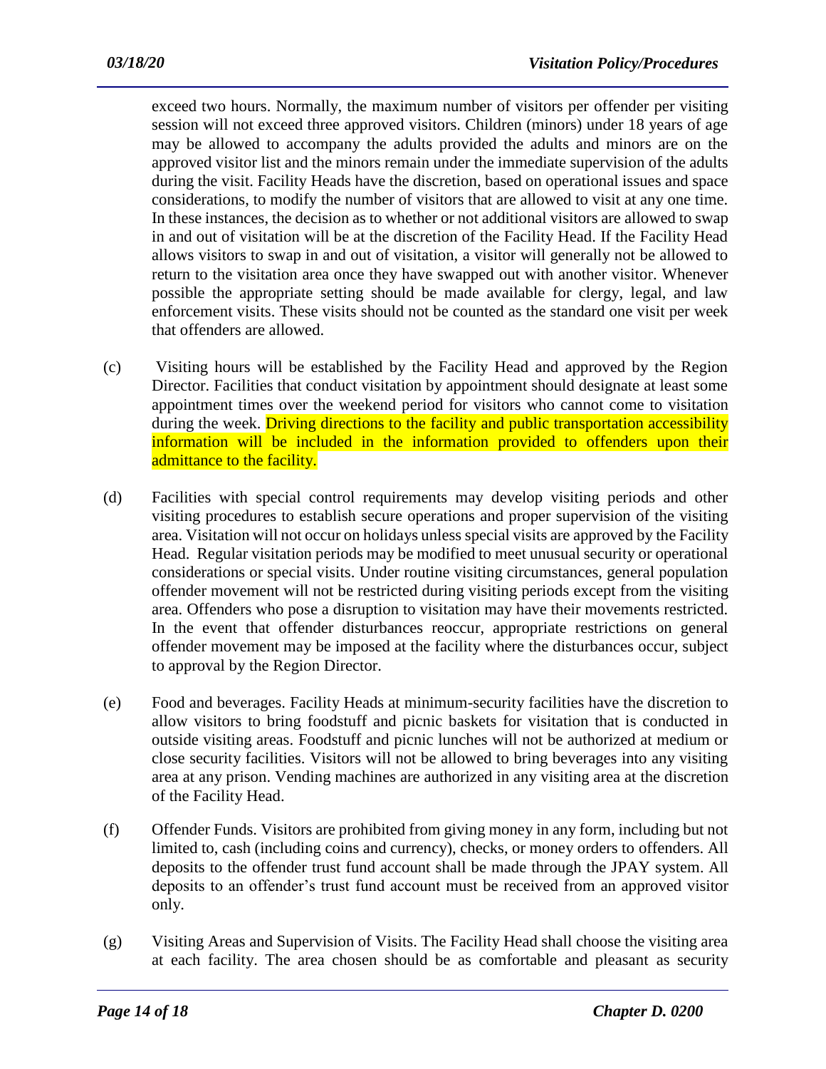exceed two hours. Normally, the maximum number of visitors per offender per visiting session will not exceed three approved visitors. Children (minors) under 18 years of age may be allowed to accompany the adults provided the adults and minors are on the approved visitor list and the minors remain under the immediate supervision of the adults during the visit. Facility Heads have the discretion, based on operational issues and space considerations, to modify the number of visitors that are allowed to visit at any one time. In these instances, the decision as to whether or not additional visitors are allowed to swap in and out of visitation will be at the discretion of the Facility Head. If the Facility Head allows visitors to swap in and out of visitation, a visitor will generally not be allowed to return to the visitation area once they have swapped out with another visitor. Whenever possible the appropriate setting should be made available for clergy, legal, and law enforcement visits. These visits should not be counted as the standard one visit per week that offenders are allowed.

(c) Visiting hours will be established by the Facility Head and approved by the Region Director. Facilities that conduct visitation by appointment should designate at least some appointment times over the weekend period for visitors who cannot come to visitation during the week. Driving directions to the facility and public transportation accessibility information will be included in the information provided to offenders upon their admittance to the facility.

(d) Facilities with special control requirements may develop visiting periods and other visiting procedures to establish secure operations and proper supervision of the visiting area. Visitation will not occur on holidays unless special visits are approved by the Facility Head. Regular visitation periods may be modified to meet unusual security or operational considerations or special visits. Under routine visiting circumstances, general population offender movement will not be restricted during visiting periods except from the visiting area. Offenders who pose a disruption to visitation may have their movements restricted. In the event that offender disturbances reoccur, appropriate restrictions on general offender movement may be imposed at the facility where the disturbances occur, subject to approval by the Region Director.

(e) Food and beverages. Facility Heads at minimum-security facilities have the discretion to allow visitors to bring foodstuff and picnic baskets for visitation that is conducted in outside visiting areas. Foodstuff and picnic lunches will not be authorized at medium or close security facilities. Visitors will not be allowed to bring beverages into any visiting area at any prison. Vending machines are authorized in any visiting area at the discretion of the Facility Head.

(f) Offender Funds. Visitors are prohibited from giving money in any form, including but not limited to, cash (including coins and currency), checks, or money orders to offenders. All deposits to the offender trust fund account shall be made through the JPAY system. All deposits to an offender's trust fund account must be received from an approved visitor only.

(g) Visiting Areas and Supervision of Visits. The Facility Head shall choose the visiting area at each facility. The area chosen should be as comfortable and pleasant as security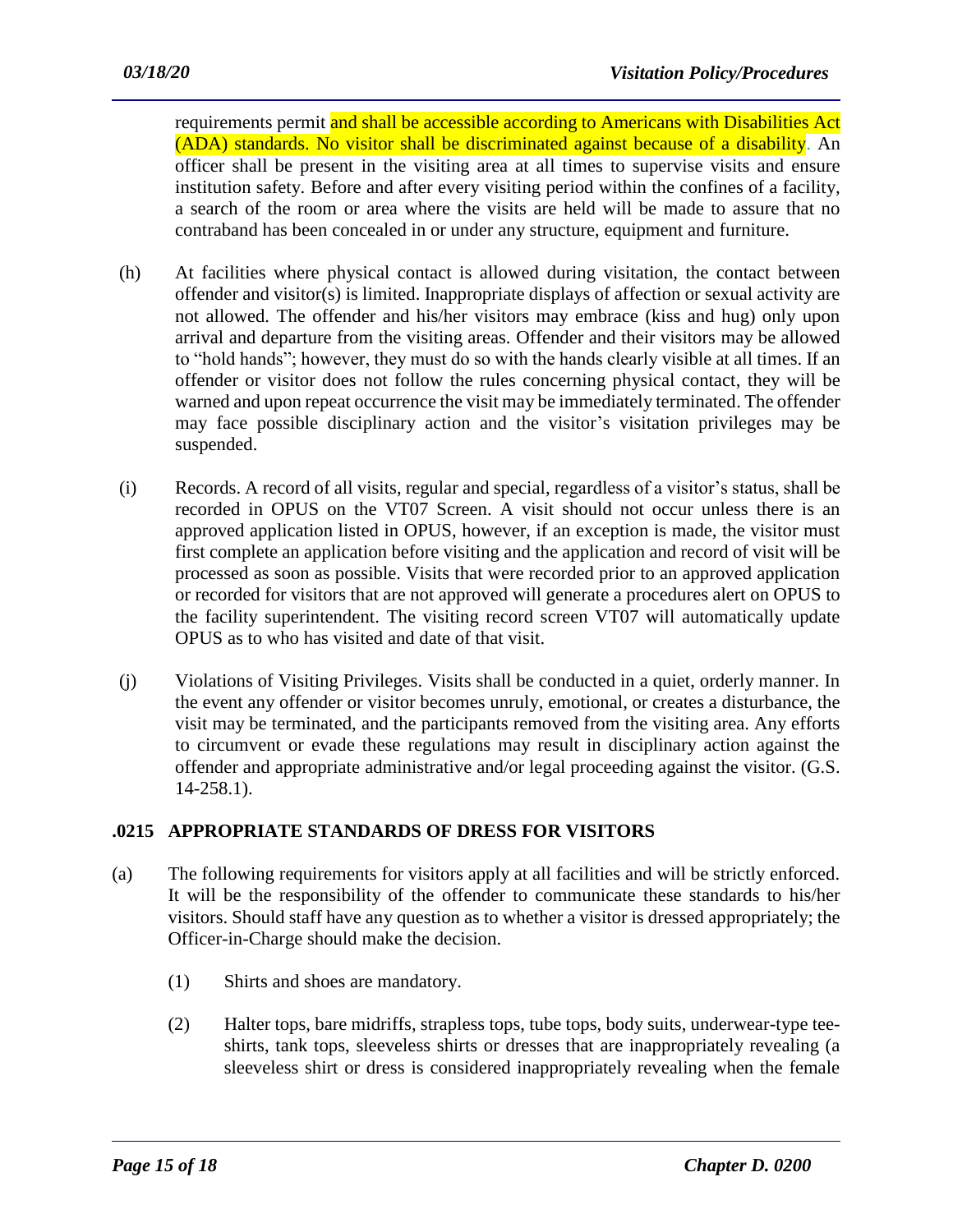requirements permit and shall be accessible according to Americans with Disabilities Act (ADA) standards. No visitor shall be discriminated against because of a disability. An officer shall be present in the visiting area at all times to supervise visits and ensure institution safety. Before and after every visiting period within the confines of a facility, a search of the room or area where the visits are held will be made to assure that no contraband has been concealed in or under any structure, equipment and furniture.

(h) At facilities where physical contact is allowed during visitation, the contact between offender and visitor(s) is limited. Inappropriate displays of affection or sexual activity are not allowed. The offender and his/her visitors may embrace (kiss and hug) only upon arrival and departure from the visiting areas. Offender and their visitors may be allowed to "hold hands"; however, they must do so with the hands clearly visible at all times. If an offender or visitor does not follow the rules concerning physical contact, they will be warned and upon repeat occurrence the visit may be immediately terminated. The offender may face possible disciplinary action and the visitor's visitation privileges may be suspended.

(i) Records. A record of all visits, regular and special, regardless of a visitor's status, shall be recorded in OPUS on the VT07 Screen. A visit should not occur unless there is an approved application listed in OPUS, however, if an exception is made, the visitor must first complete an application before visiting and the application and record of visit will be processed as soon as possible. Visits that were recorded prior to an approved application or recorded for visitors that are not approved will generate a procedures alert on OPUS to the facility superintendent. The visiting record screen VT07 will automatically update OPUS as to who has visited and date of that visit.

(j) Violations of Visiting Privileges. Visits shall be conducted in a quiet, orderly manner. In the event any offender or visitor becomes unruly, emotional, or creates a disturbance, the visit may be terminated, and the participants removed from the visiting area. Any efforts to circumvent or evade these regulations may result in disciplinary action against the offender and appropriate administrative and/or legal proceeding against the visitor. (G.S. 14-258.1).

## .0215 APPROPRIATE STANDARDS OF DRESS FOR VISITORS

(a) The following requirements for visitors apply at all facilities and will be strictly enforced. It will be the responsibility of the offender to communicate these standards to his/her visitors. Should staff have any question as to whether a visitor is dressed appropriately; the Officer-in-Charge should make the decision.

   (1) Shirts and shoes are mandatory.

   (2) Halter tops, bare midriffs, strapless tops, tube tops, body suits, underwear-type tee-shirts, tank tops, sleeveless shirts or dresses that are inappropriately revealing (a sleeveless shirt or dress is considered inappropriately revealing when the female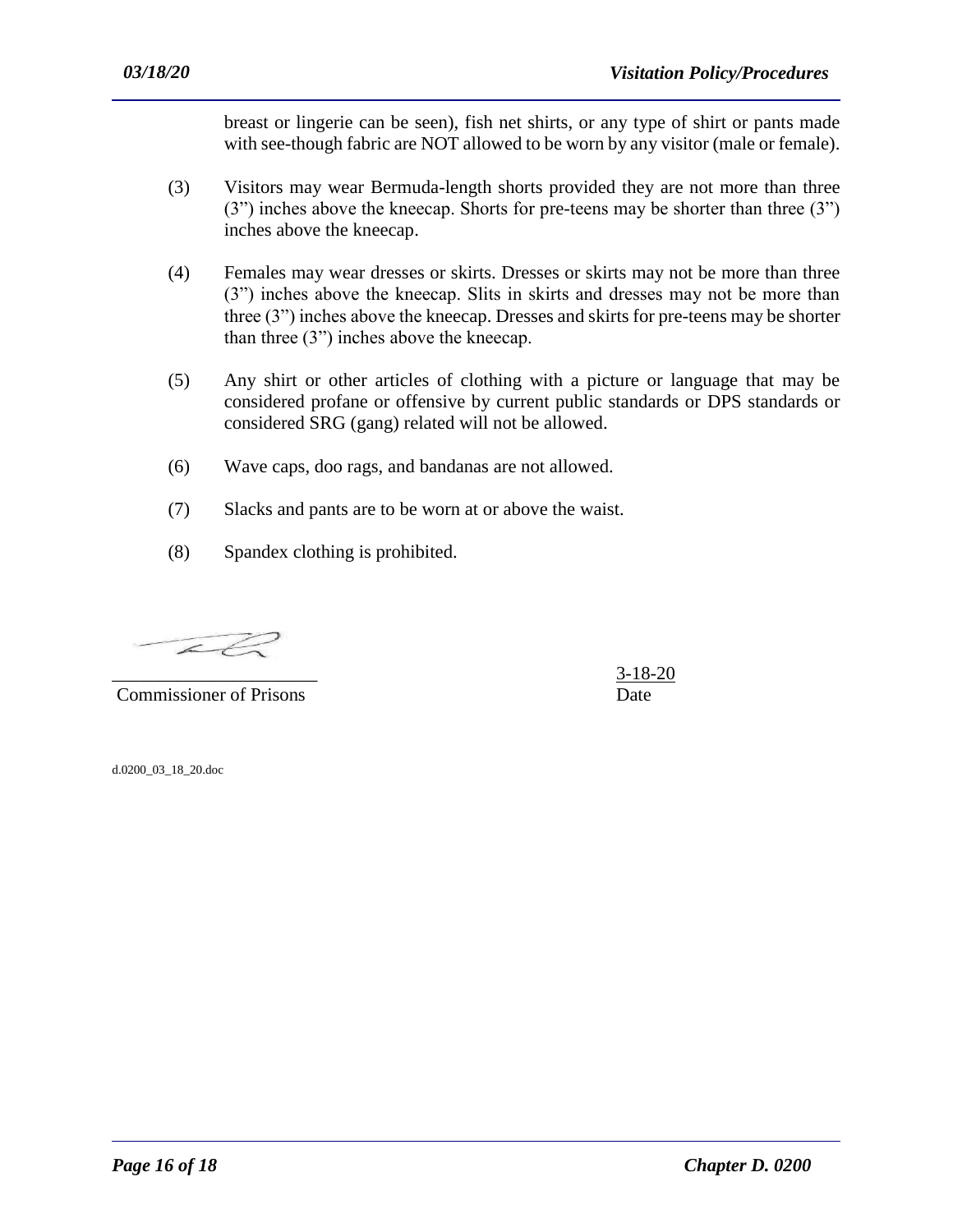breast or lingerie can be seen), fish net shirts, or any type of shirt or pants made with see-though fabric are NOT allowed to be worn by any visitor (male or female).

(3) Visitors may wear Bermuda-length shorts provided they are not more than three (3") inches above the kneecap. Shorts for pre-teens may be shorter than three (3") inches above the kneecap.

(4) Females may wear dresses or skirts. Dresses or skirts may not be more than three (3") inches above the kneecap. Slits in skirts and dresses may not be more than three (3") inches above the kneecap. Dresses and skirts for pre-teens may be shorter than three (3") inches above the kneecap.

(5) Any shirt or other articles of clothing with a picture or language that may be considered profane or offensive by current public standards or DPS standards or considered SRG (gang) related will not be allowed.

(6) Wave caps, doo rags, and bandanas are not allowed.

(7) Slacks and pants are to be worn at or above the waist.

(8) Spandex clothing is prohibited.

\_\_\_\_\_\_\_\_\_\_\_\_\_\_\_\_\_\_\_\_\_\_ 3-18-20
Commissioner of Prisons Date

d.0200_03_18_20.doc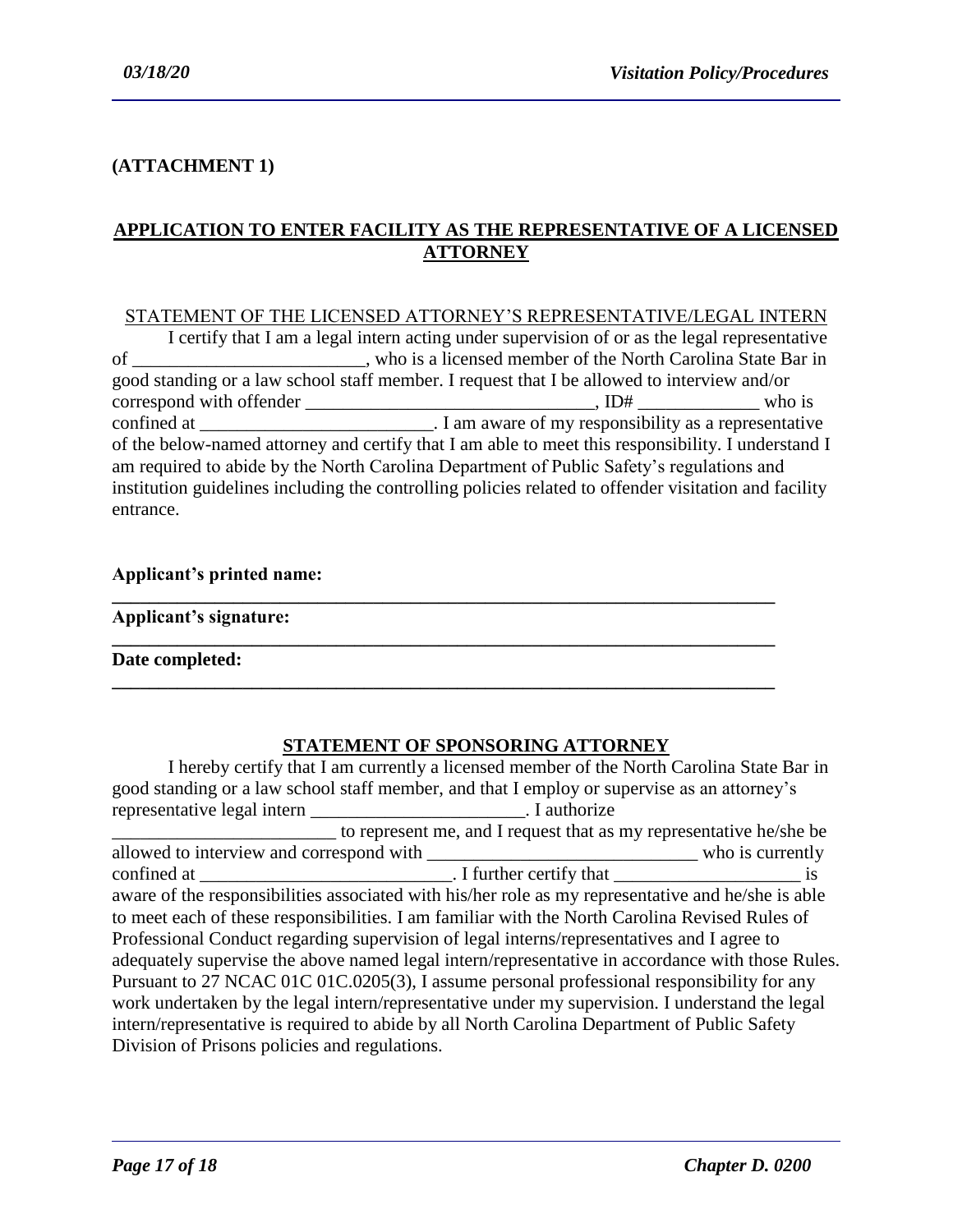**(ATTACHMENT 1)**

## APPLICATION TO ENTER FACILITY AS THE REPRESENTATIVE OF A LICENSED ATTORNEY

STATEMENT OF THE LICENSED ATTORNEY'S REPRESENTATIVE/LEGAL INTERN

I certify that I am a legal intern acting under supervision of or as the legal representative of ________________________, who is a licensed member of the North Carolina State Bar in good standing or a law school staff member. I request that I be allowed to interview and/or correspond with offender _______________________________, ID# _____________ who is confined at _________________________. I am aware of my responsibility as a representative of the below-named attorney and certify that I am able to meet this responsibility. I understand I am required to abide by the North Carolina Department of Public Safety's regulations and institution guidelines including the controlling policies related to offender visitation and facility entrance.

**Applicant's printed name:**
___________________________________________________________________________

**Applicant's signature:**
___________________________________________________________________________

**Date completed:**
___________________________________________________________________________

### STATEMENT OF SPONSORING ATTORNEY

I hereby certify that I am currently a licensed member of the North Carolina State Bar in good standing or a law school staff member, and that I employ or supervise as an attorney's representative legal intern _______________________. I authorize ________________________ to represent me, and I request that as my representative he/she be allowed to interview and correspond with ______________________________ who is currently confined at ___________________________. I further certify that ____________________ is aware of the responsibilities associated with his/her role as my representative and he/she is able to meet each of these responsibilities. I am familiar with the North Carolina Revised Rules of Professional Conduct regarding supervision of legal interns/representatives and I agree to adequately supervise the above named legal intern/representative in accordance with those Rules. Pursuant to 27 NCAC 01C 01C.0205(3), I assume personal professional responsibility for any work undertaken by the legal intern/representative under my supervision. I understand the legal intern/representative is required to abide by all North Carolina Department of Public Safety Division of Prisons policies and regulations.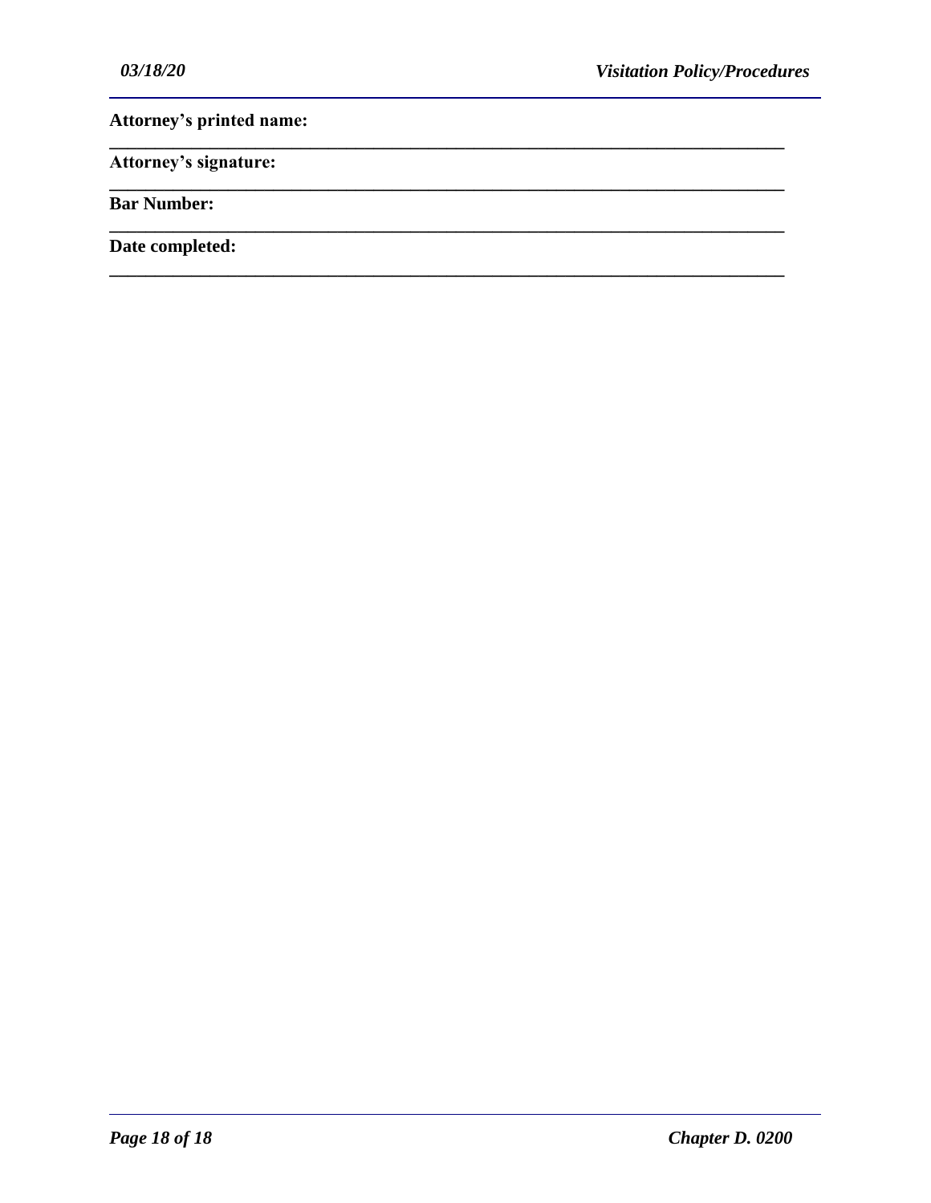**Attorney's printed name:**

\_\_\_\_\_\_\_\_\_\_\_\_\_\_\_\_\_\_\_\_\_\_\_\_\_\_\_\_\_\_\_\_\_\_\_\_\_\_\_\_\_\_\_\_\_\_\_\_\_\_\_\_\_\_\_\_\_\_\_\_

**Attorney's signature:**

\_\_\_\_\_\_\_\_\_\_\_\_\_\_\_\_\_\_\_\_\_\_\_\_\_\_\_\_\_\_\_\_\_\_\_\_\_\_\_\_\_\_\_\_\_\_\_\_\_\_\_\_\_\_\_\_\_\_\_\_

**Bar Number:**

\_\_\_\_\_\_\_\_\_\_\_\_\_\_\_\_\_\_\_\_\_\_\_\_\_\_\_\_\_\_\_\_\_\_\_\_\_\_\_\_\_\_\_\_\_\_\_\_\_\_\_\_\_\_\_\_\_\_\_\_

**Date completed:**

\_\_\_\_\_\_\_\_\_\_\_\_\_\_\_\_\_\_\_\_\_\_\_\_\_\_\_\_\_\_\_\_\_\_\_\_\_\_\_\_\_\_\_\_\_\_\_\_\_\_\_\_\_\_\_\_\_\_\_\_